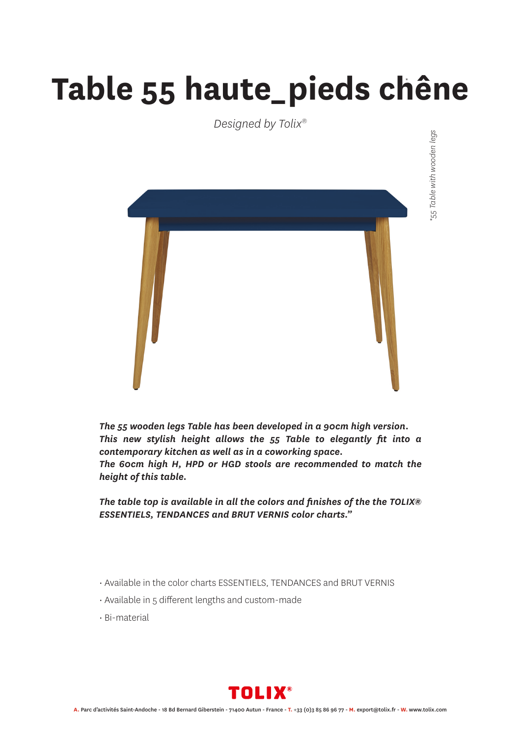# Table 55 haute_pieds chêne*

*Designed by Tolix®*

*\*55 Table with wooden legs*

***The 55 wooden legs Table has been developed in a 90cm high version. This new stylish height allows the 55 Table to elegantly fit into a contemporary kitchen as well as in a coworking space. The 60cm high H, HPD or HGD stools are recommended to match the height of this table.***

***The table top is available in all the colors and finishes of the the TOLIX® ESSENTIELS, TENDANCES and BRUT VERNIS color charts."***

- Available in the color charts ESSENTIELS, TENDANCES and BRUT VERNIS
- Available in 5 different lengths and custom-made
- Bi-material

**TOLIX®**

**A.** Parc d'activités Saint-Andoche - 18 Bd Bernard Giberstein - 71400 Autun - France - **T.** +33 (0)3 85 86 96 77 - **M.** export@tolix.fr - **W.** www.tolix.com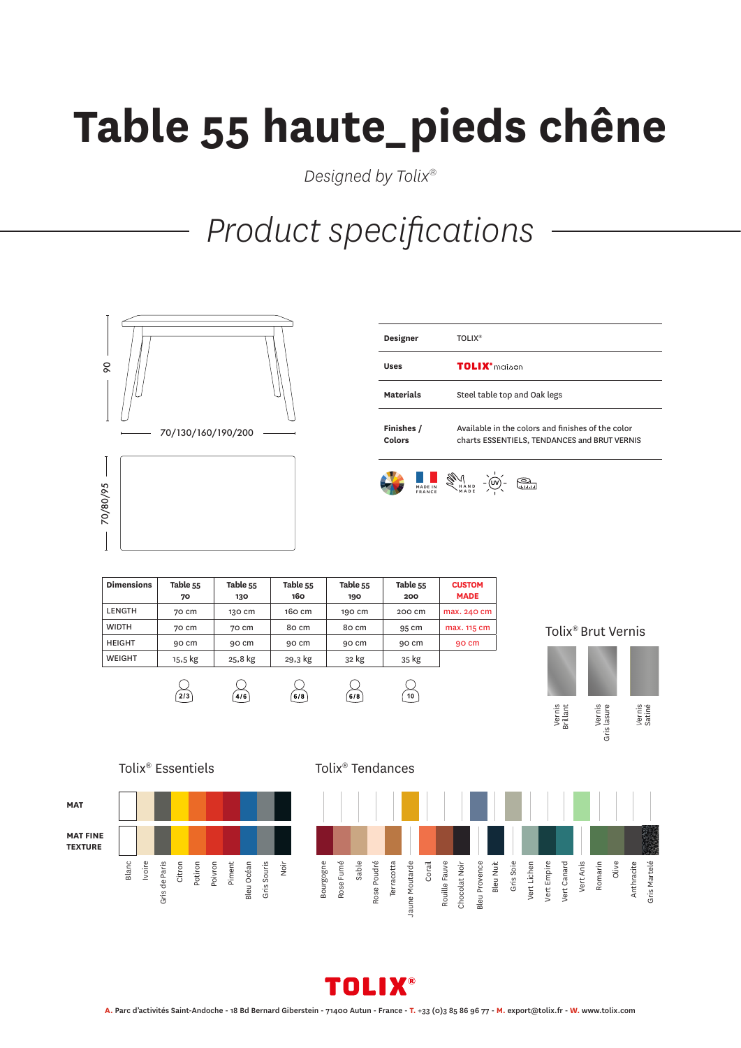# Table 55 haute_pieds chêne

*Designed by Tolix®*

## *Product specifications*

90

70/130/160/190/200

70/80/95

| | |
|---|---|
| **Designer** | TOLIX® |
| **Uses** | TOLIX® maison |
| **Materials** | Steel table top and Oak legs |
| **Finishes / Colors** | Available in the colors and finishes of the color charts ESSENTIELS, TENDANCES and BRUT VERNIS |

MADE IN FRANCE · HAND MADE · UV

| Dimensions | Table 55 70 | Table 55 130 | Table 55 160 | Table 55 190 | Table 55 200 | CUSTOM MADE |
|---|---|---|---|---|---|---|
| LENGTH | 70 cm | 130 cm | 160 cm | 190 cm | 200 cm | max. 240 cm |
| WIDTH | 70 cm | 70 cm | 80 cm | 95 cm | 95 cm | max. 115 cm |
| HEIGHT | 90 cm | 90 cm | 90 cm | 90 cm | 90 cm | 90 cm |
| WEIGHT | 15,5 kg | 25,8 kg | 29,3 kg | 32 kg | 35 kg | |
| | 2/3 | 4/6 | 6/8 | 6/8 | 10 | |

### Tolix® Brut Vernis

Vernis Brillant · Vernis Gris lasure · Vernis Satiné

### Tolix® Essentiels

MAT

MAT FINE TEXTURE

Blanc · Ivoire · Gris de Paris · Citron · Potiron · Poivron · Piment · Bleu Océan · Gris Souris · Noir

### Tolix® Tendances

Bourgogne · Rose Fumé · Sable · Rose Poudré · Terracotta · Jaune Moutarde · Corail · Rouille Fauve · Chocolat Noir · Bleu Provence · Bleu Nuit · Gris Soie · Vert Lichen · Vert Empire · Vert Canard · Vert Anis · Romarin · Olive · Anthracite · Gris Martelé

TOLIX®

**A.** Parc d'activités Saint-Andoche - 18 Bd Bernard Giberstein - 71400 Autun - France - **T.** +33 (0)3 85 86 96 77 - **M.** export@tolix.fr - **W.** www.tolix.com